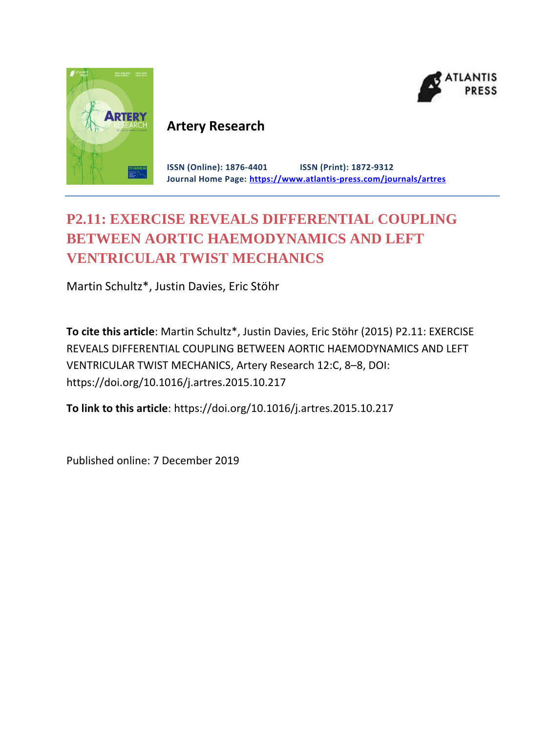**Artery Research**

**ISSN (Online): 1876-4401 ISSN (Print): 1872-9312**
**Journal Home Page: https://www.atlantis-press.com/journals/artres**

# P2.11: EXERCISE REVEALS DIFFERENTIAL COUPLING BETWEEN AORTIC HAEMODYNAMICS AND LEFT VENTRICULAR TWIST MECHANICS

Martin Schultz*, Justin Davies, Eric Stöhr

**To cite this article**: Martin Schultz*, Justin Davies, Eric Stöhr (2015) P2.11: EXERCISE REVEALS DIFFERENTIAL COUPLING BETWEEN AORTIC HAEMODYNAMICS AND LEFT VENTRICULAR TWIST MECHANICS, Artery Research 12:C, 8–8, DOI: https://doi.org/10.1016/j.artres.2015.10.217

**To link to this article**: https://doi.org/10.1016/j.artres.2015.10.217

Published online: 7 December 2019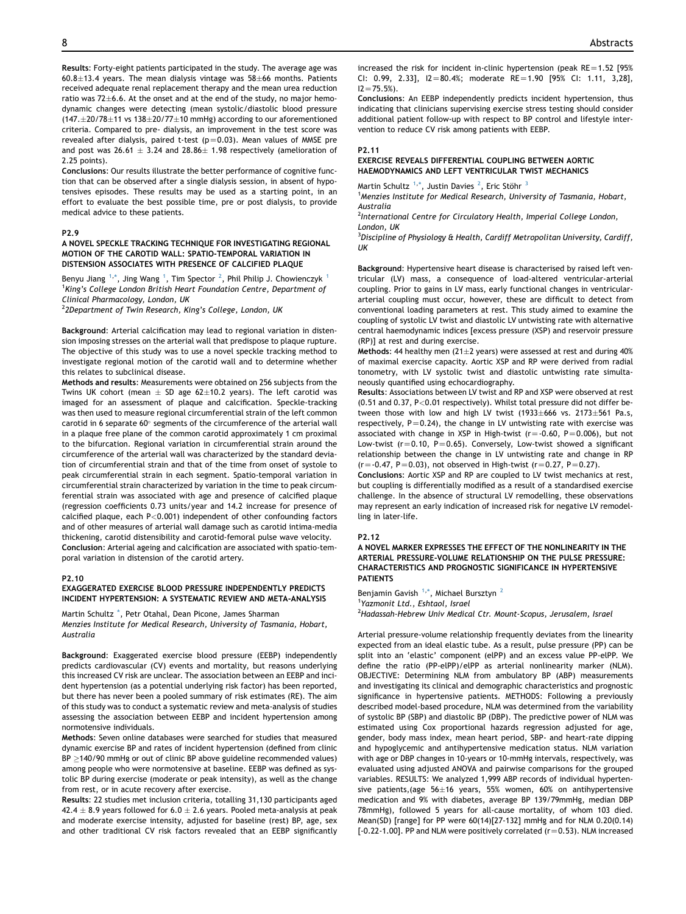**Results**: Forty-eight patients participated in the study. The average age was 60.8±13.4 years. The mean dialysis vintage was 58±66 months. Patients received adequate renal replacement therapy and the mean urea reduction ratio was 72±6.6. At the onset and at the end of the study, no major hemodynamic changes were detecting (mean systolic/diastolic blood pressure (147.±20/78±11 vs 138±20/77±10 mmHg) according to our aforementioned criteria. Compared to pre- dialysis, an improvement in the test score was revealed after dialysis, paired t-test (p=0.03). Mean values of MMSE pre and post was 26.61 ± 3.24 and 28.86± 1.98 respectively (amelioration of 2.25 points).

**Conclusions**: Our results illustrate the better performance of cognitive function that can be observed after a single dialysis session, in absent of hypotensives episodes. These results may be used as a starting point, in an effort to evaluate the best possible time, pre or post dialysis, to provide medical advice to these patients.

### P2.9

#### A NOVEL SPECKLE TRACKING TECHNIQUE FOR INVESTIGATING REGIONAL MOTION OF THE CAROTID WALL: SPATIO-TEMPORAL VARIATION IN DISTENSION ASSOCIATES WITH PRESENCE OF CALCIFIED PLAQUE

Benyu Jiang [1,*], Jing Wang [1], Tim Spector [2], Phil Philip J. Chowienczyk [1]

[1]*King's College London British Heart Foundation Centre, Department of Clinical Pharmacology, London, UK*

[2]*2Department of Twin Research, King's College, London, UK*

**Background**: Arterial calcification may lead to regional variation in distension imposing stresses on the arterial wall that predispose to plaque rupture. The objective of this study was to use a novel speckle tracking method to investigate regional motion of the carotid wall and to determine whether this relates to subclinical disease.

**Methods and results**: Measurements were obtained on 256 subjects from the Twins UK cohort (mean ± SD age 62±10.2 years). The left carotid was imaged for an assessment of plaque and calcification. Speckle-tracking was then used to measure regional circumferential strain of the left common carotid in 6 separate 60° segments of the circumference of the arterial wall in a plaque free plane of the common carotid approximately 1 cm proximal to the bifurcation. Regional variation in circumferential strain around the circumference of the arterial wall was characterized by the standard deviation of circumferential strain and that of the time from onset of systole to peak circumferential strain in each segment. Spatio-temporal variation in circumferential strain characterized by variation in the time to peak circumferential strain was associated with age and presence of calcified plaque (regression coefficients 0.73 units/year and 14.2 increase for presence of calcified plaque, each P<0.001) independent of other confounding factors and of other measures of arterial wall damage such as carotid intima-media thickening, carotid distensibility and carotid-femoral pulse wave velocity.

**Conclusion**: Arterial ageing and calcification are associated with spatio-temporal variation in distension of the carotid artery.

### P2.10

#### EXAGGERATED EXERCISE BLOOD PRESSURE INDEPENDENTLY PREDICTS INCIDENT HYPERTENSION: A SYSTEMATIC REVIEW AND META-ANALYSIS

Martin Schultz [*], Petr Otahal, Dean Picone, James Sharman

*Menzies Institute for Medical Research, University of Tasmania, Hobart, Australia*

**Background**: Exaggerated exercise blood pressure (EEBP) independently predicts cardiovascular (CV) events and mortality, but reasons underlying this increased CV risk are unclear. The association between an EEBP and incident hypertension (as a potential underlying risk factor) has been reported, but there has never been a pooled summary of risk estimates (RE). The aim of this study was to conduct a systematic review and meta-analysis of studies assessing the association between EEBP and incident hypertension among normotensive individuals.

**Methods**: Seven online databases were searched for studies that measured dynamic exercise BP and rates of incident hypertension (defined from clinic BP ≥140/90 mmHg or out of clinic BP above guideline recommended values) among people who were normotensive at baseline. EEBP was defined as systolic BP during exercise (moderate or peak intensity), as well as the change from rest, or in acute recovery after exercise.

**Results**: 22 studies met inclusion criteria, totalling 31,130 participants aged 42.4 ± 8.9 years followed for 6.0 ± 2.6 years. Pooled meta-analysis at peak and moderate exercise intensity, adjusted for baseline (rest) BP, age, sex and other traditional CV risk factors revealed that an EEBP significantly increased the risk for incident in-clinic hypertension (peak RE=1.52 [95% CI: 0.99, 2.33], I2=80.4%; moderate RE=1.90 [95% CI: 1.11, 3,28], I2=75.5%).

**Conclusions**: An EEBP independently predicts incident hypertension, thus indicating that clinicians supervising exercise stress testing should consider additional patient follow-up with respect to BP control and lifestyle intervention to reduce CV risk among patients with EEBP.

### P2.11

#### EXERCISE REVEALS DIFFERENTIAL COUPLING BETWEEN AORTIC HAEMODYNAMICS AND LEFT VENTRICULAR TWIST MECHANICS

Martin Schultz [1,*], Justin Davies [2], Eric Stöhr [3]

[1]*Menzies Institute for Medical Research, University of Tasmania, Hobart, Australia*

[2]*International Centre for Circulatory Health, Imperial College London, London, UK*

[3]*Discipline of Physiology & Health, Cardiff Metropolitan University, Cardiff, UK*

**Background**: Hypertensive heart disease is characterised by raised left ventricular (LV) mass, a consequence of load-altered ventricular-arterial coupling. Prior to gains in LV mass, early functional changes in ventricular-arterial coupling must occur, however, these are difficult to detect from conventional loading parameters at rest. This study aimed to examine the coupling of systolic LV twist and diastolic LV untwisting rate with alternative central haemodynamic indices [excess pressure (XSP) and reservoir pressure (RP)] at rest and during exercise.

**Methods**: 44 healthy men (21±2 years) were assessed at rest and during 40% of maximal exercise capacity. Aortic XSP and RP were derived from radial tonometry, with LV systolic twist and diastolic untwisting rate simultaneously quantified using echocardiography.

**Results**: Associations between LV twist and RP and XSP were observed at rest (0.51 and 0.37, P<0.01 respectively). Whilst total pressure did not differ between those with low and high LV twist (1933±666 vs. 2173±561 Pa.s, respectively, P=0.24), the change in LV untwisting rate with exercise was associated with change in XSP in High-twist (r=-0.60, P=0.006), but not Low-twist (r=0.10, P=0.65). Conversely, Low-twist showed a significant relationship between the change in LV untwisting rate and change in RP (r=-0.47, P=0.03), not observed in High-twist (r=0.27, P=0.27).

**Conclusions**: Aortic XSP and RP are coupled to LV twist mechanics at rest, but coupling is differentially modified as a result of a standardised exercise challenge. In the absence of structural LV remodelling, these observations may represent an early indication of increased risk for negative LV remodelling in later-life.

### P2.12

#### A NOVEL MARKER EXPRESSES THE EFFECT OF THE NONLINEARITY IN THE ARTERIAL PRESSURE-VOLUME RELATIONSHIP ON THE PULSE PRESSURE: CHARACTERISTICS AND PROGNOSTIC SIGNIFICANCE IN HYPERTENSIVE PATIENTS

Benjamin Gavish [1,*], Michael Bursztyn [2]

[1]*Yazmonit Ltd., Eshtaol, Israel*

[2]*Hadassah-Hebrew Univ Medical Ctr. Mount-Scopus, Jerusalem, Israel*

Arterial pressure-volume relationship frequently deviates from the linearity expected from an ideal elastic tube. As a result, pulse pressure (PP) can be split into an 'elastic' component (elPP) and an excess value PP-elPP. We define the ratio (PP-elPP)/elPP as arterial nonlinearity marker (NLM). OBJECTIVE: Determining NLM from ambulatory BP (ABP) measurements and investigating its clinical and demographic characteristics and prognostic significance in hypertensive patients. METHODS: Following a previously described model-based procedure, NLM was determined from the variability of systolic BP (SBP) and diastolic BP (DBP). The predictive power of NLM was estimated using Cox proportional hazards regression adjusted for age, gender, body mass index, mean heart period, SBP- and heart-rate dipping and hypoglycemic and antihypertensive medication status. NLM variation with age or DBP changes in 10-years or 10-mmHg intervals, respectively, was evaluated using adjusted ANOVA and pairwise comparisons for the grouped variables. RESULTS: We analyzed 1,999 ABP records of individual hypertensive patients,(age 56±16 years, 55% women, 60% on antihypertensive medication and 9% with diabetes, average BP 139/79mmHg, median DBP 78mmHg), followed 5 years for all-cause mortality, of whom 103 died. Mean(SD) [range] for PP were 60(14)[27-132] mmHg and for NLM 0.20(0.14) [-0.22-1.00]. PP and NLM were positively correlated (r=0.53). NLM increased